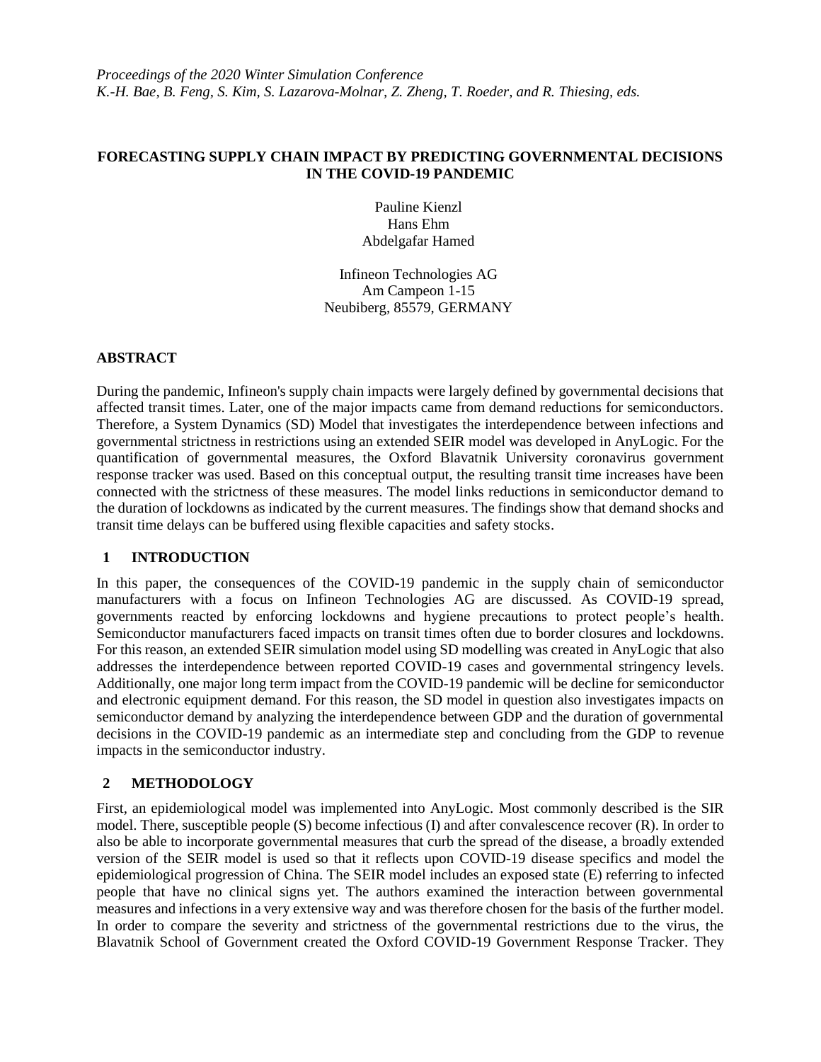*Proceedings of the 2020 Winter Simulation Conference*
*K.-H. Bae, B. Feng, S. Kim, S. Lazarova-Molnar, Z. Zheng, T. Roeder, and R. Thiesing, eds.*

# FORECASTING SUPPLY CHAIN IMPACT BY PREDICTING GOVERNMENTAL DECISIONS IN THE COVID-19 PANDEMIC

Pauline Kienzl
Hans Ehm
Abdelgafar Hamed

Infineon Technologies AG
Am Campeon 1-15
Neubiberg, 85579, GERMANY

## ABSTRACT

During the pandemic, Infineon's supply chain impacts were largely defined by governmental decisions that affected transit times. Later, one of the major impacts came from demand reductions for semiconductors. Therefore, a System Dynamics (SD) Model that investigates the interdependence between infections and governmental strictness in restrictions using an extended SEIR model was developed in AnyLogic. For the quantification of governmental measures, the Oxford Blavatnik University coronavirus government response tracker was used. Based on this conceptual output, the resulting transit time increases have been connected with the strictness of these measures. The model links reductions in semiconductor demand to the duration of lockdowns as indicated by the current measures. The findings show that demand shocks and transit time delays can be buffered using flexible capacities and safety stocks.

## 1 INTRODUCTION

In this paper, the consequences of the COVID-19 pandemic in the supply chain of semiconductor manufacturers with a focus on Infineon Technologies AG are discussed. As COVID-19 spread, governments reacted by enforcing lockdowns and hygiene precautions to protect people's health. Semiconductor manufacturers faced impacts on transit times often due to border closures and lockdowns. For this reason, an extended SEIR simulation model using SD modelling was created in AnyLogic that also addresses the interdependence between reported COVID-19 cases and governmental stringency levels. Additionally, one major long term impact from the COVID-19 pandemic will be decline for semiconductor and electronic equipment demand. For this reason, the SD model in question also investigates impacts on semiconductor demand by analyzing the interdependence between GDP and the duration of governmental decisions in the COVID-19 pandemic as an intermediate step and concluding from the GDP to revenue impacts in the semiconductor industry.

## 2 METHODOLOGY

First, an epidemiological model was implemented into AnyLogic. Most commonly described is the SIR model. There, susceptible people (S) become infectious (I) and after convalescence recover (R). In order to also be able to incorporate governmental measures that curb the spread of the disease, a broadly extended version of the SEIR model is used so that it reflects upon COVID-19 disease specifics and model the epidemiological progression of China. The SEIR model includes an exposed state (E) referring to infected people that have no clinical signs yet. The authors examined the interaction between governmental measures and infections in a very extensive way and was therefore chosen for the basis of the further model. In order to compare the severity and strictness of the governmental restrictions due to the virus, the Blavatnik School of Government created the Oxford COVID-19 Government Response Tracker. They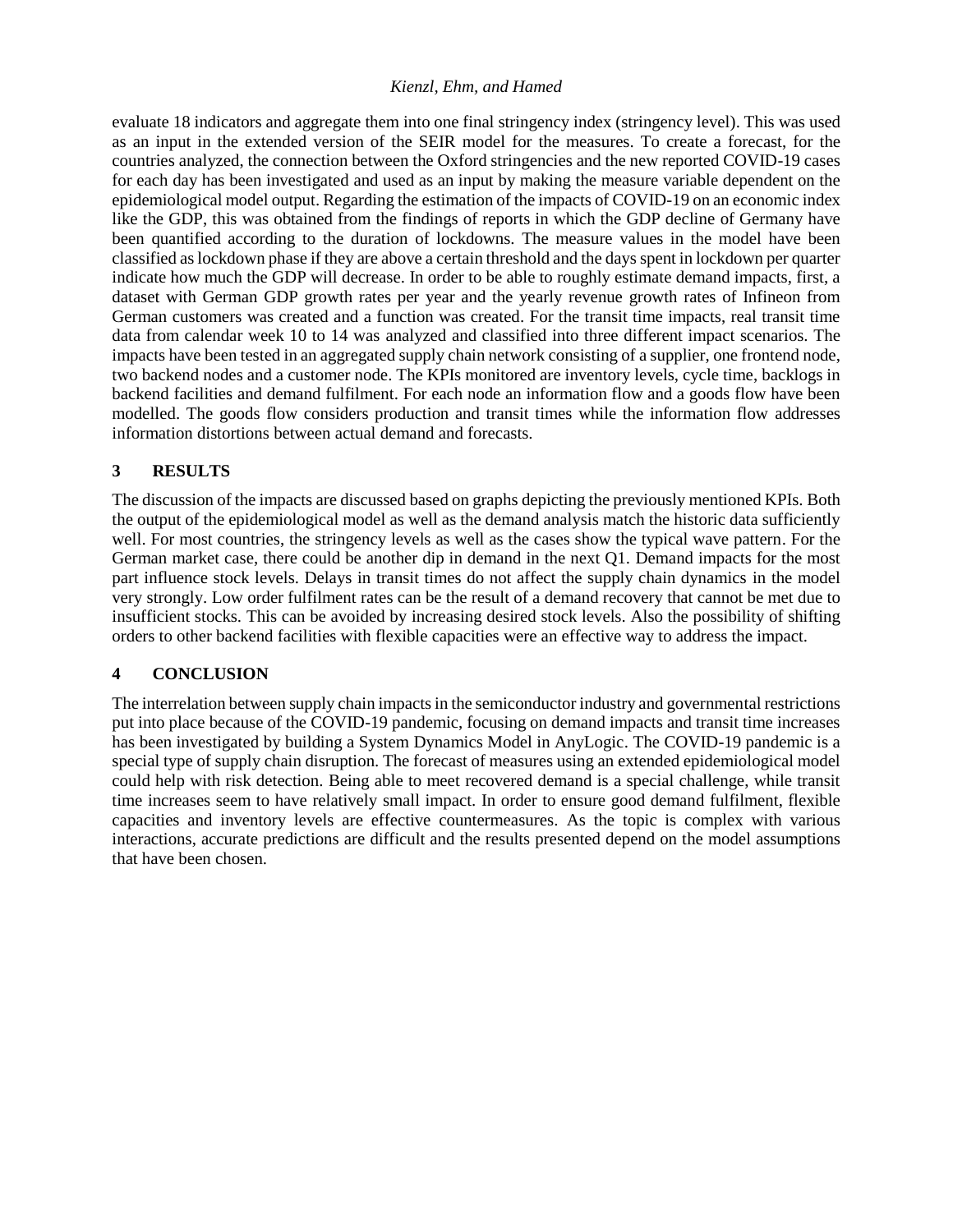evaluate 18 indicators and aggregate them into one final stringency index (stringency level). This was used as an input in the extended version of the SEIR model for the measures. To create a forecast, for the countries analyzed, the connection between the Oxford stringencies and the new reported COVID-19 cases for each day has been investigated and used as an input by making the measure variable dependent on the epidemiological model output. Regarding the estimation of the impacts of COVID-19 on an economic index like the GDP, this was obtained from the findings of reports in which the GDP decline of Germany have been quantified according to the duration of lockdowns. The measure values in the model have been classified as lockdown phase if they are above a certain threshold and the days spent in lockdown per quarter indicate how much the GDP will decrease. In order to be able to roughly estimate demand impacts, first, a dataset with German GDP growth rates per year and the yearly revenue growth rates of Infineon from German customers was created and a function was created. For the transit time impacts, real transit time data from calendar week 10 to 14 was analyzed and classified into three different impact scenarios. The impacts have been tested in an aggregated supply chain network consisting of a supplier, one frontend node, two backend nodes and a customer node. The KPIs monitored are inventory levels, cycle time, backlogs in backend facilities and demand fulfilment. For each node an information flow and a goods flow have been modelled. The goods flow considers production and transit times while the information flow addresses information distortions between actual demand and forecasts.

## 3 RESULTS

The discussion of the impacts are discussed based on graphs depicting the previously mentioned KPIs. Both the output of the epidemiological model as well as the demand analysis match the historic data sufficiently well. For most countries, the stringency levels as well as the cases show the typical wave pattern. For the German market case, there could be another dip in demand in the next Q1. Demand impacts for the most part influence stock levels. Delays in transit times do not affect the supply chain dynamics in the model very strongly. Low order fulfilment rates can be the result of a demand recovery that cannot be met due to insufficient stocks. This can be avoided by increasing desired stock levels. Also the possibility of shifting orders to other backend facilities with flexible capacities were an effective way to address the impact.

## 4 CONCLUSION

The interrelation between supply chain impacts in the semiconductor industry and governmental restrictions put into place because of the COVID-19 pandemic, focusing on demand impacts and transit time increases has been investigated by building a System Dynamics Model in AnyLogic. The COVID-19 pandemic is a special type of supply chain disruption. The forecast of measures using an extended epidemiological model could help with risk detection. Being able to meet recovered demand is a special challenge, while transit time increases seem to have relatively small impact. In order to ensure good demand fulfilment, flexible capacities and inventory levels are effective countermeasures. As the topic is complex with various interactions, accurate predictions are difficult and the results presented depend on the model assumptions that have been chosen.